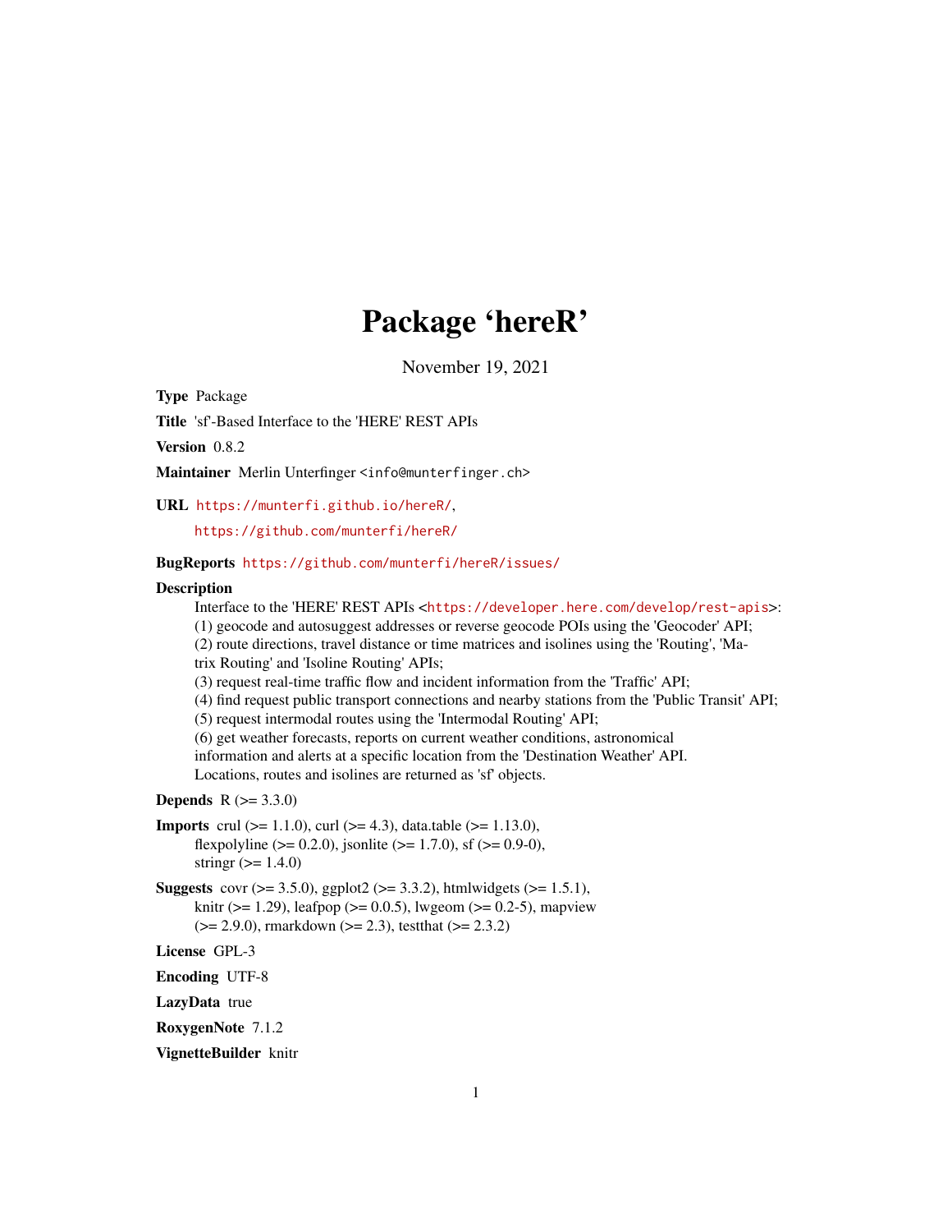# Package 'hereR'

November 19, 2021

**Type** Package

**Title** 'sf'-Based Interface to the 'HERE' REST APIs

**Version** 0.8.2

**Maintainer** Merlin Unterfinger <info@munterfinger.ch>

**URL** https://munterfi.github.io/hereR/,
https://github.com/munterfi/hereR/

**BugReports** https://github.com/munterfi/hereR/issues/

**Description**
Interface to the 'HERE' REST APIs <https://developer.here.com/develop/rest-apis>:
(1) geocode and autosuggest addresses or reverse geocode POIs using the 'Geocoder' API;
(2) route directions, travel distance or time matrices and isolines using the 'Routing', 'Matrix Routing' and 'Isoline Routing' APIs;
(3) request real-time traffic flow and incident information from the 'Traffic' API;
(4) find request public transport connections and nearby stations from the 'Public Transit' API;
(5) request intermodal routes using the 'Intermodal Routing' API;
(6) get weather forecasts, reports on current weather conditions, astronomical information and alerts at a specific location from the 'Destination Weather' API.
Locations, routes and isolines are returned as 'sf' objects.

**Depends** R (>= 3.3.0)

**Imports** crul (>= 1.1.0), curl (>= 4.3), data.table (>= 1.13.0), flexpolyline (>= 0.2.0), jsonlite (>= 1.7.0), sf (>= 0.9-0), stringr (>= 1.4.0)

**Suggests** covr (>= 3.5.0), ggplot2 (>= 3.3.2), htmlwidgets (>= 1.5.1), knitr (>= 1.29), leafpop (>= 0.0.5), lwgeom (>= 0.2-5), mapview (>= 2.9.0), rmarkdown (>= 2.3), testthat (>= 2.3.2)

**License** GPL-3

**Encoding** UTF-8

**LazyData** true

**RoxygenNote** 7.1.2

**VignetteBuilder** knitr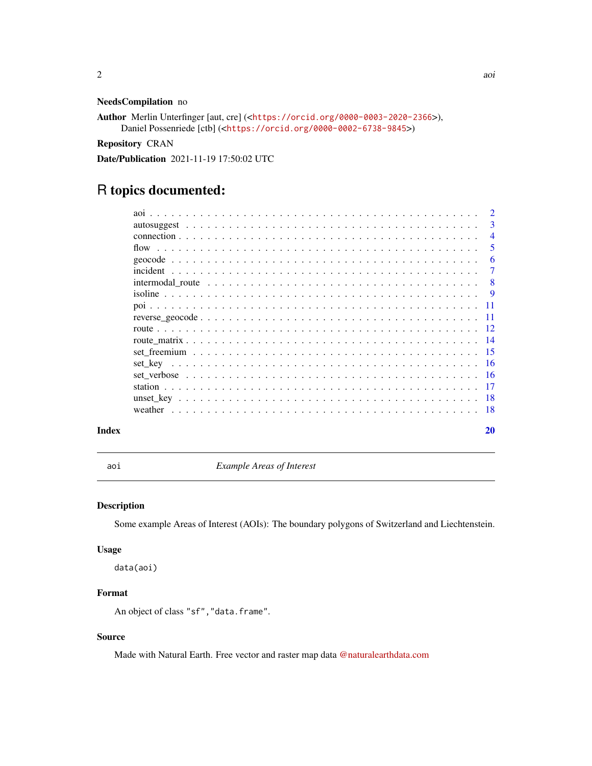**NeedsCompilation** no

**Author** Merlin Unterfinger [aut, cre] (<https://orcid.org/0000-0003-2020-2366>), Daniel Possenriede [ctb] (<https://orcid.org/0000-0002-6738-9845>)

**Repository** CRAN

**Date/Publication** 2021-11-19 17:50:02 UTC

# R topics documented:

| | |
|---|---|
| aoi | 2 |
| autosuggest | 3 |
| connection | 4 |
| flow | 5 |
| geocode | 6 |
| incident | 7 |
| intermodal_route | 8 |
| isoline | 9 |
| poi | 11 |
| reverse_geocode | 11 |
| route | 12 |
| route_matrix | 14 |
| set_freemium | 15 |
| set_key | 16 |
| set_verbose | 16 |
| station | 17 |
| unset_key | 18 |
| weather | 18 |

**Index** 20

---

`aoi` *Example Areas of Interest*

---

## Description

Some example Areas of Interest (AOIs): The boundary polygons of Switzerland and Liechtenstein.

## Usage

```
data(aoi)
```

## Format

An object of class "sf","data.frame".

## Source

Made with Natural Earth. Free vector and raster map data @naturalearthdata.com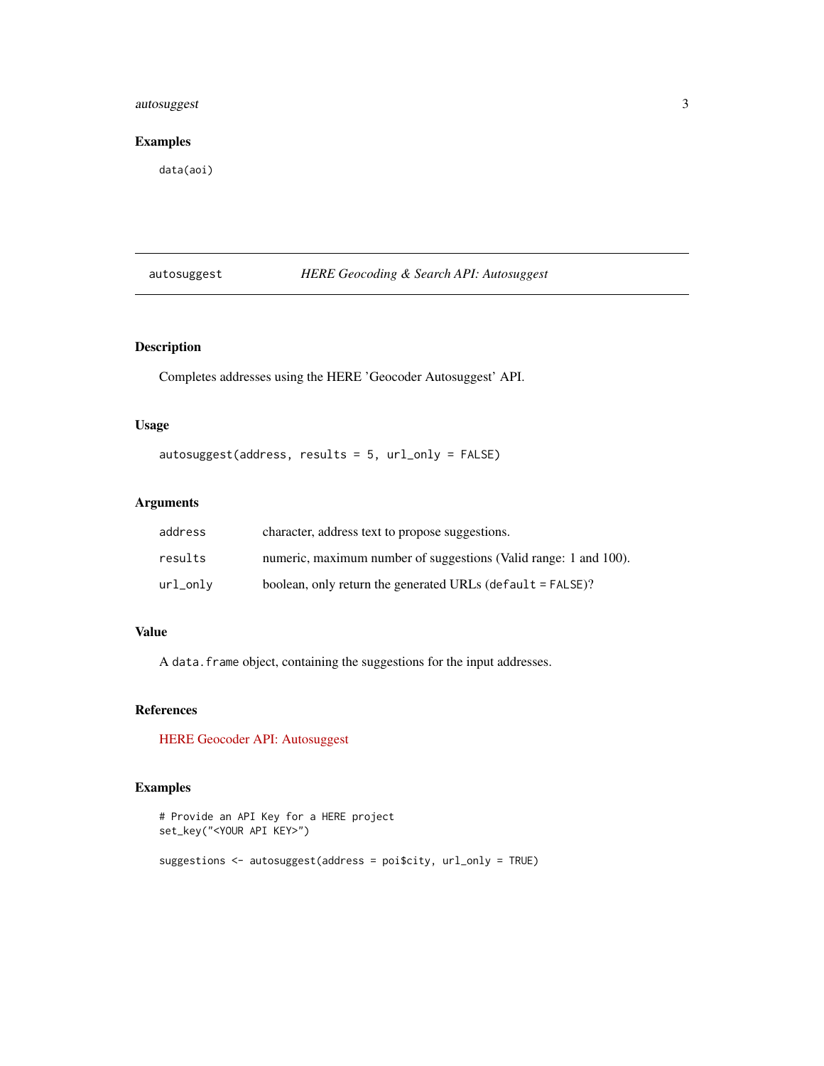## Examples

```
data(aoi)
```

---

# autosuggest — *HERE Geocoding & Search API: Autosuggest*

## Description

Completes addresses using the HERE 'Geocoder Autosuggest' API.

## Usage

```
autosuggest(address, results = 5, url_only = FALSE)
```

## Arguments

| | |
|---|---|
| `address` | character, address text to propose suggestions. |
| `results` | numeric, maximum number of suggestions (Valid range: 1 and 100). |
| `url_only` | boolean, only return the generated URLs (`default = FALSE`)? |

## Value

A `data.frame` object, containing the suggestions for the input addresses.

## References

HERE Geocoder API: Autosuggest

## Examples

```
# Provide an API Key for a HERE project
set_key("<YOUR API KEY>")

suggestions <- autosuggest(address = poi$city, url_only = TRUE)
```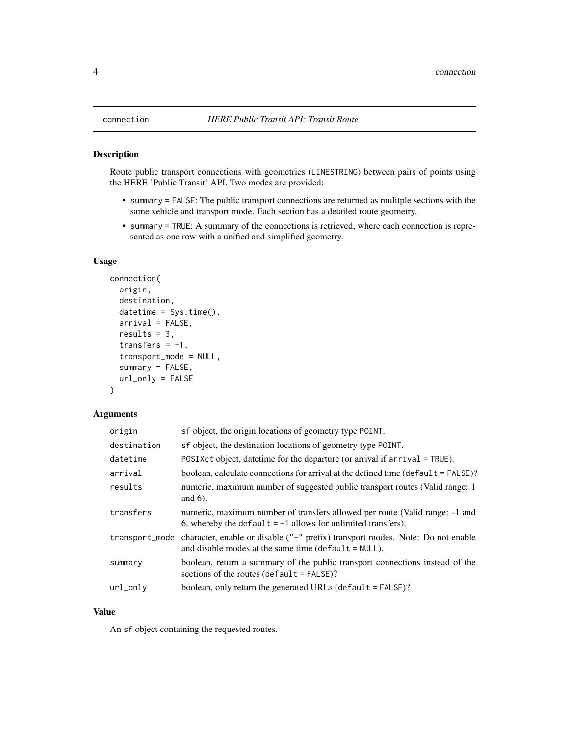connection *HERE Public Transit API: Transit Route*

## Description

Route public transport connections with geometries (LINESTRING) between pairs of points using the HERE 'Public Transit' API. Two modes are provided:

- summary = FALSE: The public transport connections are returned as mulitple sections with the same vehicle and transport mode. Each section has a detailed route geometry.
- summary = TRUE: A summary of the connections is retrieved, where each connection is represented as one row with a unified and simplified geometry.

## Usage

```
connection(
  origin,
  destination,
  datetime = Sys.time(),
  arrival = FALSE,
  results = 3,
  transfers = -1,
  transport_mode = NULL,
  summary = FALSE,
  url_only = FALSE
)
```

## Arguments

| | |
|---|---|
| origin | sf object, the origin locations of geometry type POINT. |
| destination | sf object, the destination locations of geometry type POINT. |
| datetime | POSIXct object, datetime for the departure (or arrival if arrival = TRUE). |
| arrival | boolean, calculate connections for arrival at the defined time (default = FALSE)? |
| results | numeric, maximum number of suggested public transport routes (Valid range: 1 and 6). |
| transfers | numeric, maximum number of transfers allowed per route (Valid range: -1 and 6, whereby the default = -1 allows for unlimited transfers). |
| transport_mode | character, enable or disable ("-" prefix) transport modes. Note: Do not enable and disable modes at the same time (default = NULL). |
| summary | boolean, return a summary of the public transport connections instead of the sections of the routes (default = FALSE)? |
| url_only | boolean, only return the generated URLs (default = FALSE)? |

## Value

An sf object containing the requested routes.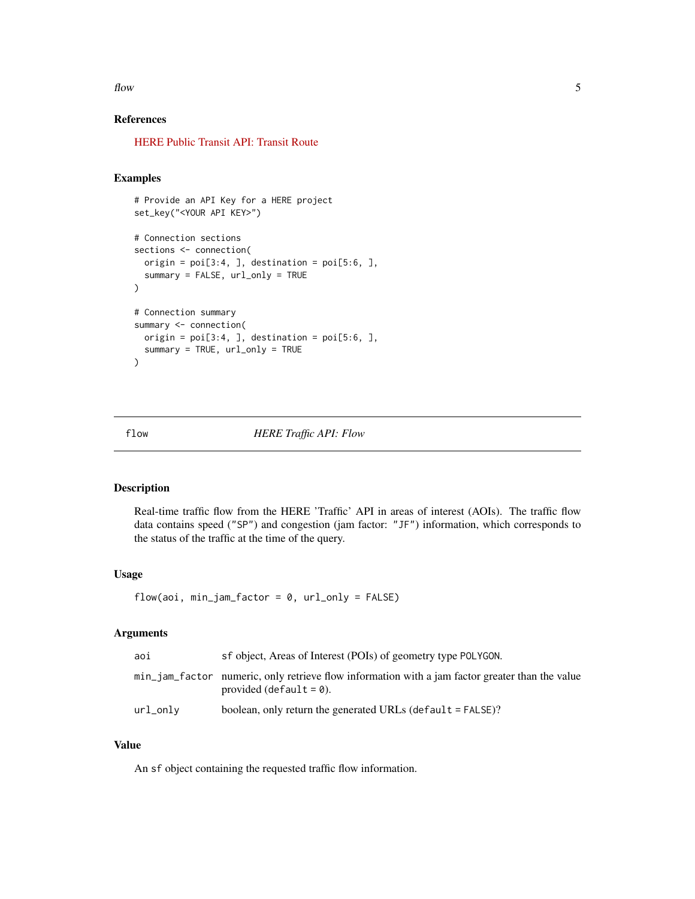### References

HERE Public Transit API: Transit Route

### Examples

```
# Provide an API Key for a HERE project
set_key("<YOUR API KEY>")

# Connection sections
sections <- connection(
  origin = poi[3:4, ], destination = poi[5:6, ],
  summary = FALSE, url_only = TRUE
)

# Connection summary
summary <- connection(
  origin = poi[3:4, ], destination = poi[5:6, ],
  summary = TRUE, url_only = TRUE
)
```

---

## flow — *HERE Traffic API: Flow*

---

### Description

Real-time traffic flow from the HERE 'Traffic' API in areas of interest (AOIs). The traffic flow data contains speed ("SP") and congestion (jam factor: "JF") information, which corresponds to the status of the traffic at the time of the query.

### Usage

```
flow(aoi, min_jam_factor = 0, url_only = FALSE)
```

### Arguments

| | |
|---|---|
| `aoi` | `sf` object, Areas of Interest (POIs) of geometry type `POLYGON`. |
| `min_jam_factor` | numeric, only retrieve flow information with a jam factor greater than the value provided (`default = 0`). |
| `url_only` | boolean, only return the generated URLs (`default = FALSE`)? |

### Value

An `sf` object containing the requested traffic flow information.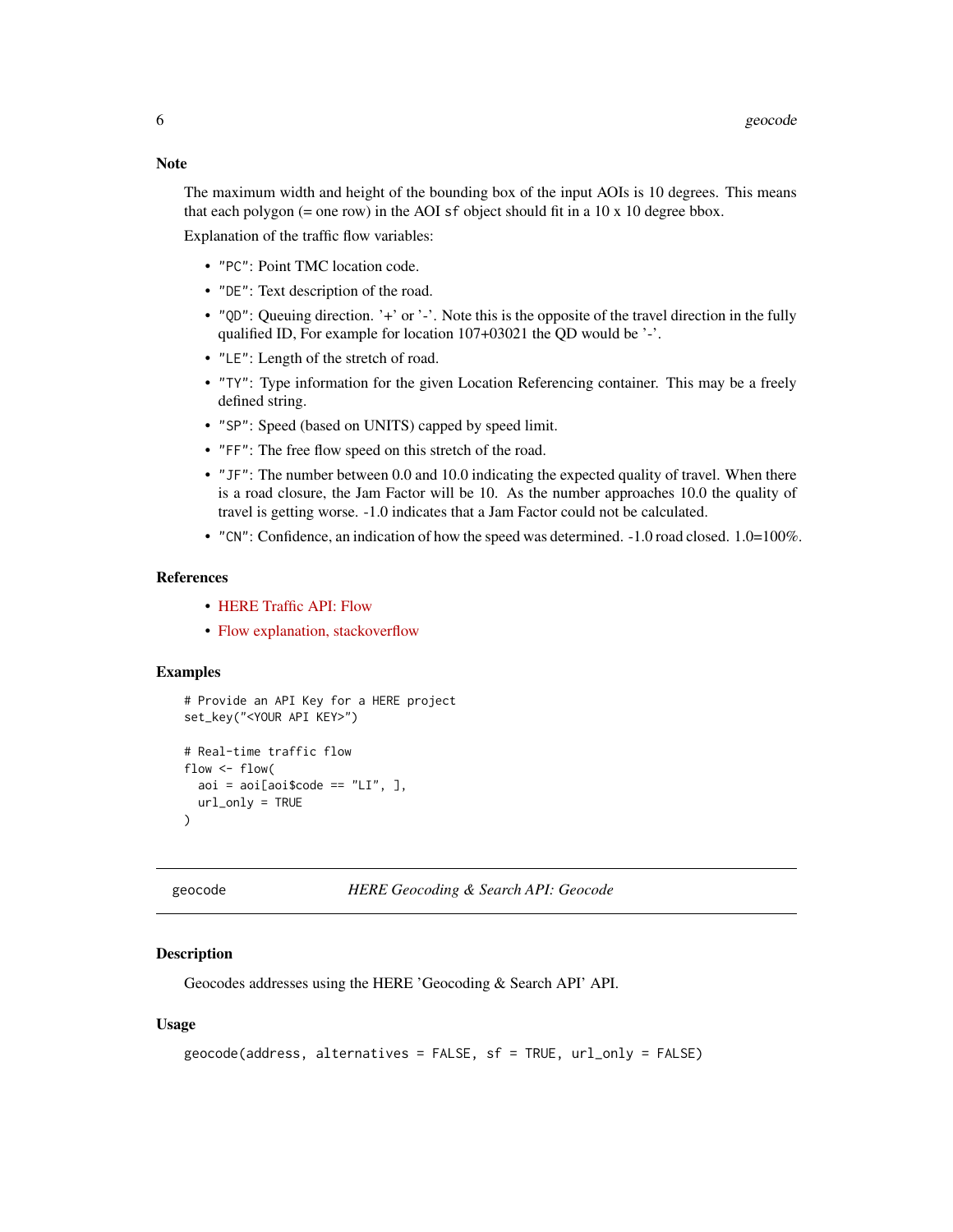### Note

The maximum width and height of the bounding box of the input AOIs is 10 degrees. This means that each polygon (= one row) in the AOI `sf` object should fit in a 10 x 10 degree bbox.

Explanation of the traffic flow variables:

- `"PC"`: Point TMC location code.
- `"DE"`: Text description of the road.
- `"QD"`: Queuing direction. '+' or '-'. Note this is the opposite of the travel direction in the fully qualified ID, For example for location 107+03021 the QD would be '-'.
- `"LE"`: Length of the stretch of road.
- `"TY"`: Type information for the given Location Referencing container. This may be a freely defined string.
- `"SP"`: Speed (based on UNITS) capped by speed limit.
- `"FF"`: The free flow speed on this stretch of the road.
- `"JF"`: The number between 0.0 and 10.0 indicating the expected quality of travel. When there is a road closure, the Jam Factor will be 10. As the number approaches 10.0 the quality of travel is getting worse. -1.0 indicates that a Jam Factor could not be calculated.
- `"CN"`: Confidence, an indication of how the speed was determined. -1.0 road closed. 1.0=100%.

### References

- HERE Traffic API: Flow
- Flow explanation, stackoverflow

### Examples

```
# Provide an API Key for a HERE project
set_key("<YOUR API KEY>")

# Real-time traffic flow
flow <- flow(
  aoi = aoi[aoi$code == "LI", ],
  url_only = TRUE
)
```

---

## geocode — *HERE Geocoding & Search API: Geocode*

### Description

Geocodes addresses using the HERE 'Geocoding & Search API' API.

### Usage

```
geocode(address, alternatives = FALSE, sf = TRUE, url_only = FALSE)
```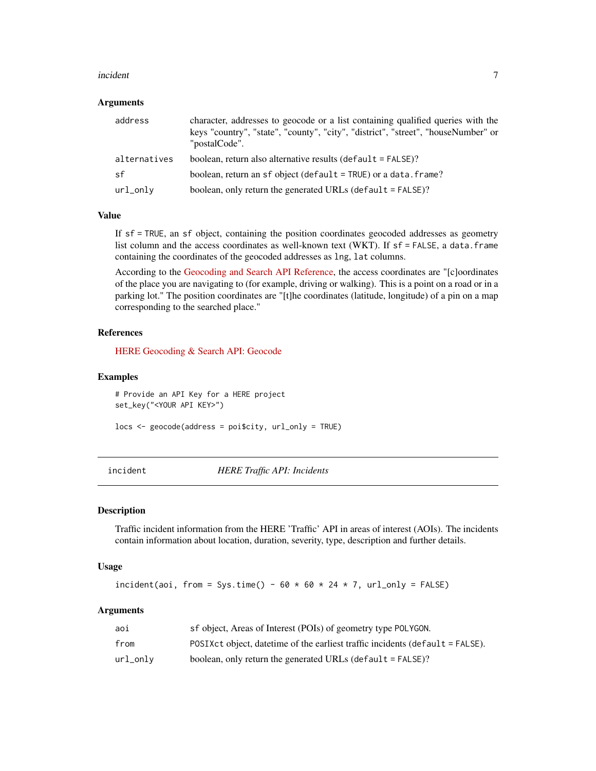### Arguments

| | |
|---|---|
| `address` | character, addresses to geocode or a list containing qualified queries with the keys "country", "state", "county", "city", "district", "street", "houseNumber" or "postalCode". |
| `alternatives` | boolean, return also alternative results (`default = FALSE`)? |
| `sf` | boolean, return an `sf` object (`default = TRUE`) or a `data.frame`? |
| `url_only` | boolean, only return the generated URLs (`default = FALSE`)? |

### Value

If `sf = TRUE`, an `sf` object, containing the position coordinates geocoded addresses as geometry list column and the access coordinates as well-known text (WKT). If `sf = FALSE`, a `data.frame` containing the coordinates of the geocoded addresses as `lng`, `lat` columns.

According to the Geocoding and Search API Reference, the access coordinates are "[c]oordinates of the place you are navigating to (for example, driving or walking). This is a point on a road or in a parking lot." The position coordinates are "[t]he coordinates (latitude, longitude) of a pin on a map corresponding to the searched place."

### References

HERE Geocoding & Search API: Geocode

### Examples

```
# Provide an API Key for a HERE project
set_key("<YOUR API KEY>")

locs <- geocode(address = poi$city, url_only = TRUE)
```

---

## incident — *HERE Traffic API: Incidents*

---

### Description

Traffic incident information from the HERE 'Traffic' API in areas of interest (AOIs). The incidents contain information about location, duration, severity, type, description and further details.

### Usage

```
incident(aoi, from = Sys.time() - 60 * 60 * 24 * 7, url_only = FALSE)
```

### Arguments

| | |
|---|---|
| `aoi` | `sf` object, Areas of Interest (POIs) of geometry type `POLYGON`. |
| `from` | `POSIXct` object, datetime of the earliest traffic incidents (`default = FALSE`). |
| `url_only` | boolean, only return the generated URLs (`default = FALSE`)? |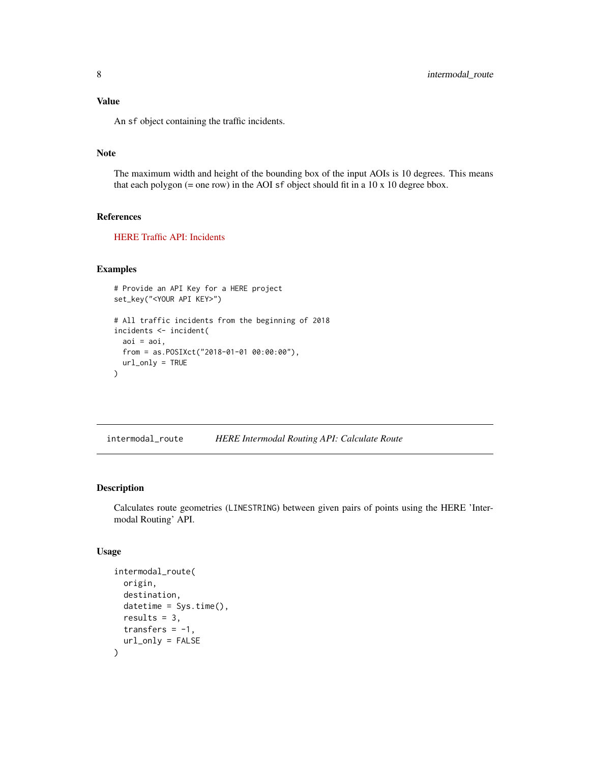## Value

An `sf` object containing the traffic incidents.

## Note

The maximum width and height of the bounding box of the input AOIs is 10 degrees. This means that each polygon (= one row) in the AOI `sf` object should fit in a 10 x 10 degree bbox.

## References

HERE Traffic API: Incidents

## Examples

```
# Provide an API Key for a HERE project
set_key("<YOUR API KEY>")

# All traffic incidents from the beginning of 2018
incidents <- incident(
  aoi = aoi,
  from = as.POSIXct("2018-01-01 00:00:00"),
  url_only = TRUE
)
```

---

# intermodal_route — *HERE Intermodal Routing API: Calculate Route*

## Description

Calculates route geometries (`LINESTRING`) between given pairs of points using the HERE 'Intermodal Routing' API.

## Usage

```
intermodal_route(
  origin,
  destination,
  datetime = Sys.time(),
  results = 3,
  transfers = -1,
  url_only = FALSE
)
```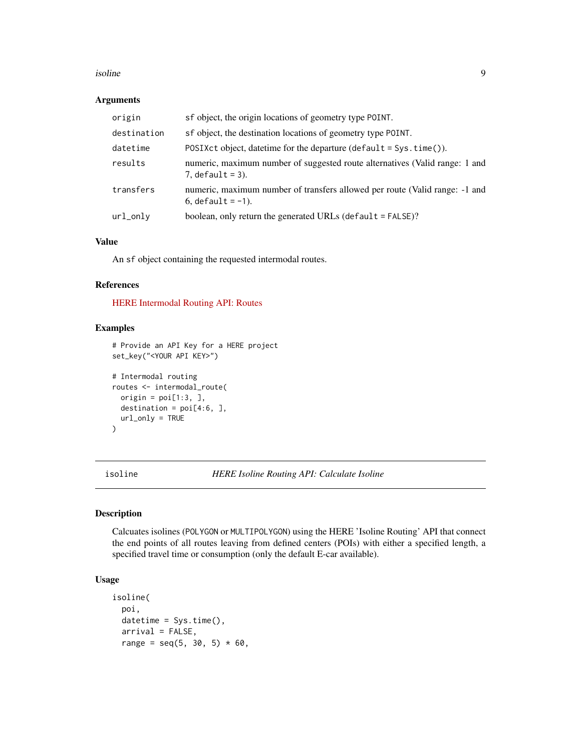### Arguments

| | |
|---|---|
| `origin` | `sf` object, the origin locations of geometry type `POINT`. |
| `destination` | `sf` object, the destination locations of geometry type `POINT`. |
| `datetime` | `POSIXct` object, datetime for the departure (`default = Sys.time()`). |
| `results` | numeric, maximum number of suggested route alternatives (Valid range: 1 and 7, `default = 3`). |
| `transfers` | numeric, maximum number of transfers allowed per route (Valid range: -1 and 6, `default = -1`). |
| `url_only` | boolean, only return the generated URLs (`default = FALSE`)? |

### Value

An `sf` object containing the requested intermodal routes.

### References

HERE Intermodal Routing API: Routes

### Examples

```
# Provide an API Key for a HERE project
set_key("<YOUR API KEY>")

# Intermodal routing
routes <- intermodal_route(
  origin = poi[1:3, ],
  destination = poi[4:6, ],
  url_only = TRUE
)
```

---

## isoline — *HERE Isoline Routing API: Calculate Isoline*

### Description

Calcuates isolines (`POLYGON` or `MULTIPOLYGON`) using the HERE 'Isoline Routing' API that connect the end points of all routes leaving from defined centers (POIs) with either a specified length, a specified travel time or consumption (only the default E-car available).

### Usage

```
isoline(
  poi,
  datetime = Sys.time(),
  arrival = FALSE,
  range = seq(5, 30, 5) * 60,
```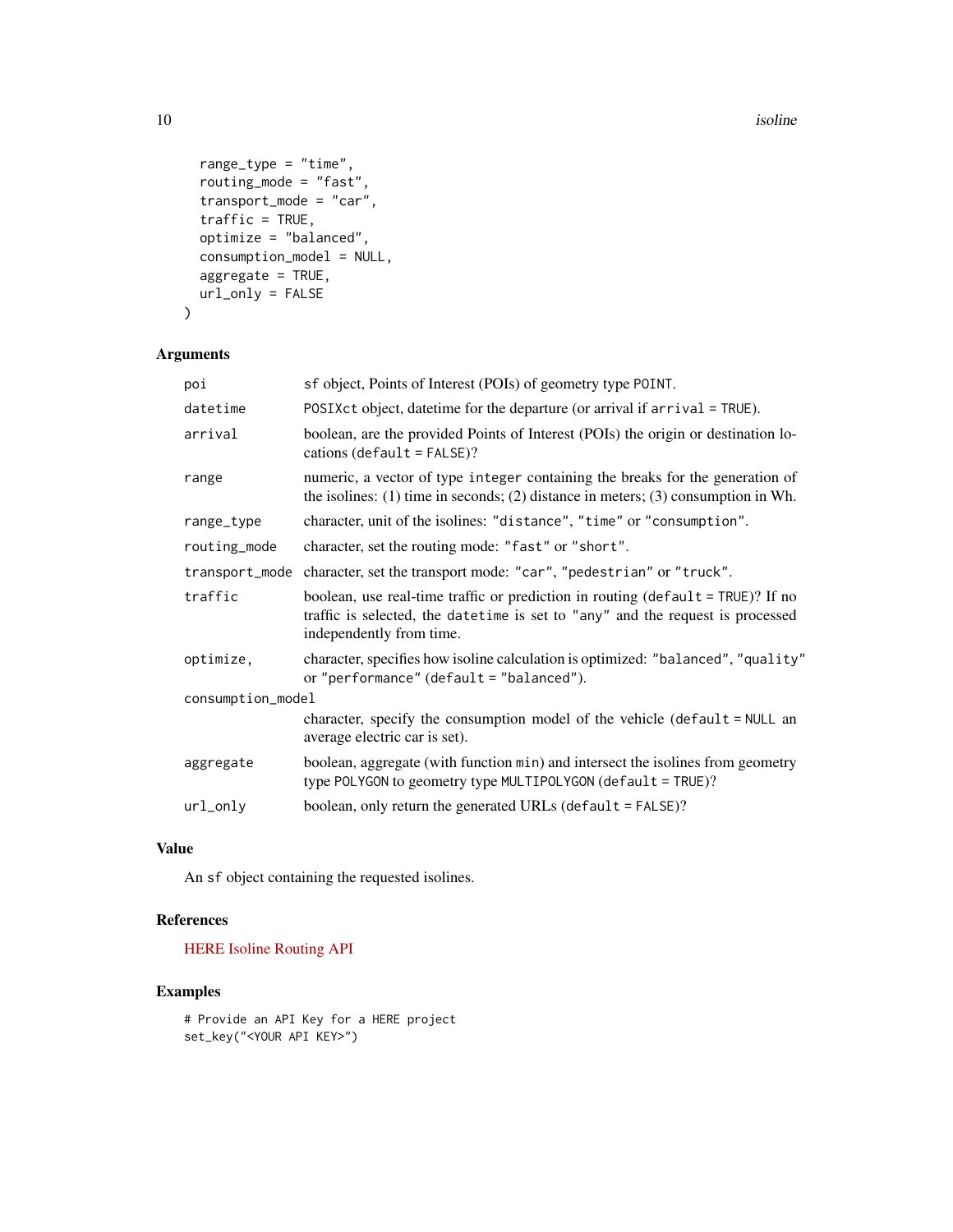```
  range_type = "time",
  routing_mode = "fast",
  transport_mode = "car",
  traffic = TRUE,
  optimize = "balanced",
  consumption_model = NULL,
  aggregate = TRUE,
  url_only = FALSE
)
```

## Arguments

| | |
|---|---|
| `poi` | `sf` object, Points of Interest (POIs) of geometry type `POINT`. |
| `datetime` | `POSIXct` object, datetime for the departure (or arrival if `arrival` = `TRUE`). |
| `arrival` | boolean, are the provided Points of Interest (POIs) the origin or destination locations (`default` = `FALSE`)? |
| `range` | numeric, a vector of type `integer` containing the breaks for the generation of the isolines: (1) time in seconds; (2) distance in meters; (3) consumption in Wh. |
| `range_type` | character, unit of the isolines: `"distance"`, `"time"` or `"consumption"`. |
| `routing_mode` | character, set the routing mode: `"fast"` or `"short"`. |
| `transport_mode` | character, set the transport mode: `"car"`, `"pedestrian"` or `"truck"`. |
| `traffic` | boolean, use real-time traffic or prediction in routing (`default` = `TRUE`)? If no traffic is selected, the `datetime` is set to `"any"` and the request is processed independently from time. |
| `optimize,` | character, specifies how isoline calculation is optimized: `"balanced"`, `"quality"` or `"performance"` (`default` = `"balanced"`). |
| `consumption_model` | character, specify the consumption model of the vehicle (`default` = `NULL` an average electric car is set). |
| `aggregate` | boolean, aggregate (with function `min`) and intersect the isolines from geometry type `POLYGON` to geometry type `MULTIPOLYGON` (`default` = `TRUE`)? |
| `url_only` | boolean, only return the generated URLs (`default` = `FALSE`)? |

## Value

An `sf` object containing the requested isolines.

## References

HERE Isoline Routing API

## Examples

```
# Provide an API Key for a HERE project
set_key("<YOUR API KEY>")
```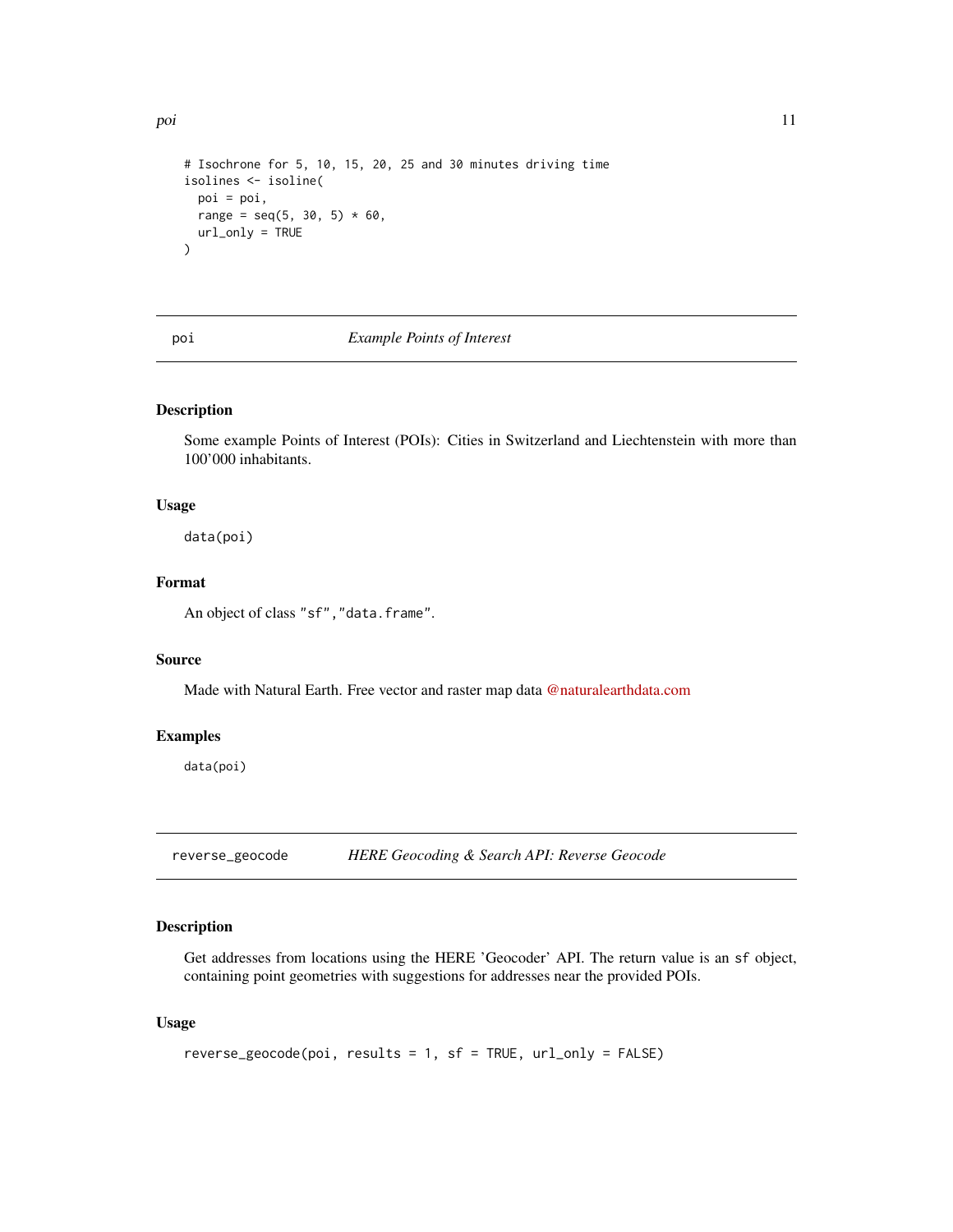```
# Isochrone for 5, 10, 15, 20, 25 and 30 minutes driving time
isolines <- isoline(
  poi = poi,
  range = seq(5, 30, 5) * 60,
  url_only = TRUE
)
```

## poi — *Example Points of Interest*

### Description

Some example Points of Interest (POIs): Cities in Switzerland and Liechtenstein with more than 100'000 inhabitants.

### Usage

```
data(poi)
```

### Format

An object of class "sf","data.frame".

### Source

Made with Natural Earth. Free vector and raster map data @naturalearthdata.com

### Examples

```
data(poi)
```

## reverse_geocode — *HERE Geocoding & Search API: Reverse Geocode*

### Description

Get addresses from locations using the HERE 'Geocoder' API. The return value is an sf object, containing point geometries with suggestions for addresses near the provided POIs.

### Usage

```
reverse_geocode(poi, results = 1, sf = TRUE, url_only = FALSE)
```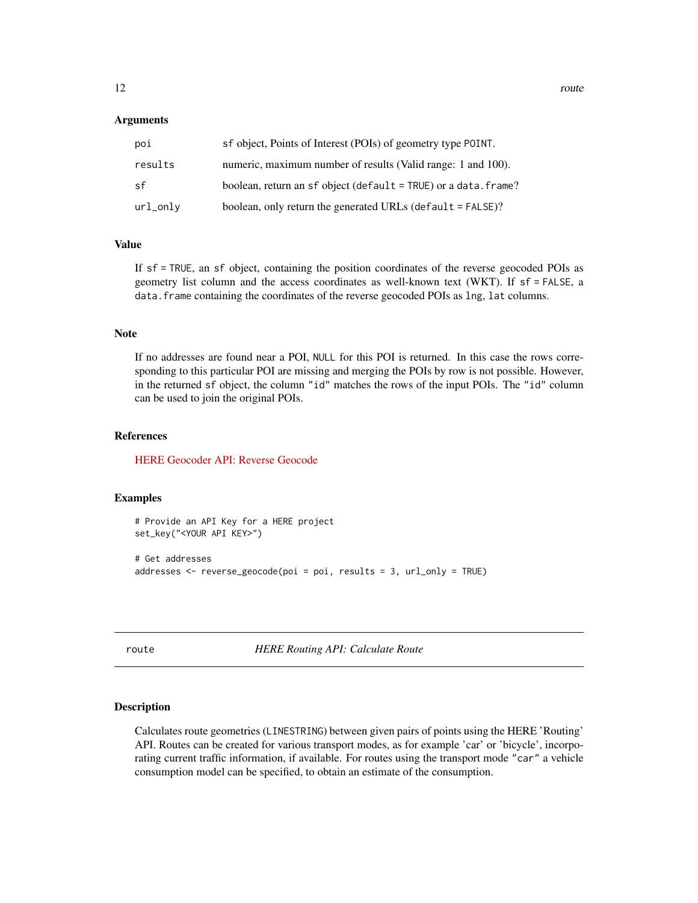### Arguments

| | |
|---|---|
| poi | sf object, Points of Interest (POIs) of geometry type POINT. |
| results | numeric, maximum number of results (Valid range: 1 and 100). |
| sf | boolean, return an sf object (default = TRUE) or a data.frame? |
| url_only | boolean, only return the generated URLs (default = FALSE)? |

### Value

If sf = TRUE, an sf object, containing the position coordinates of the reverse geocoded POIs as geometry list column and the access coordinates as well-known text (WKT). If sf = FALSE, a data.frame containing the coordinates of the reverse geocoded POIs as lng, lat columns.

### Note

If no addresses are found near a POI, NULL for this POI is returned. In this case the rows corresponding to this particular POI are missing and merging the POIs by row is not possible. However, in the returned sf object, the column "id" matches the rows of the input POIs. The "id" column can be used to join the original POIs.

### References

HERE Geocoder API: Reverse Geocode

### Examples

```
# Provide an API Key for a HERE project
set_key("<YOUR API KEY>")

# Get addresses
addresses <- reverse_geocode(poi = poi, results = 3, url_only = TRUE)
```

---

## route &nbsp;&nbsp;&nbsp;&nbsp;&nbsp; *HERE Routing API: Calculate Route*

---

### Description

Calculates route geometries (LINESTRING) between given pairs of points using the HERE 'Routing' API. Routes can be created for various transport modes, as for example 'car' or 'bicycle', incorporating current traffic information, if available. For routes using the transport mode "car" a vehicle consumption model can be specified, to obtain an estimate of the consumption.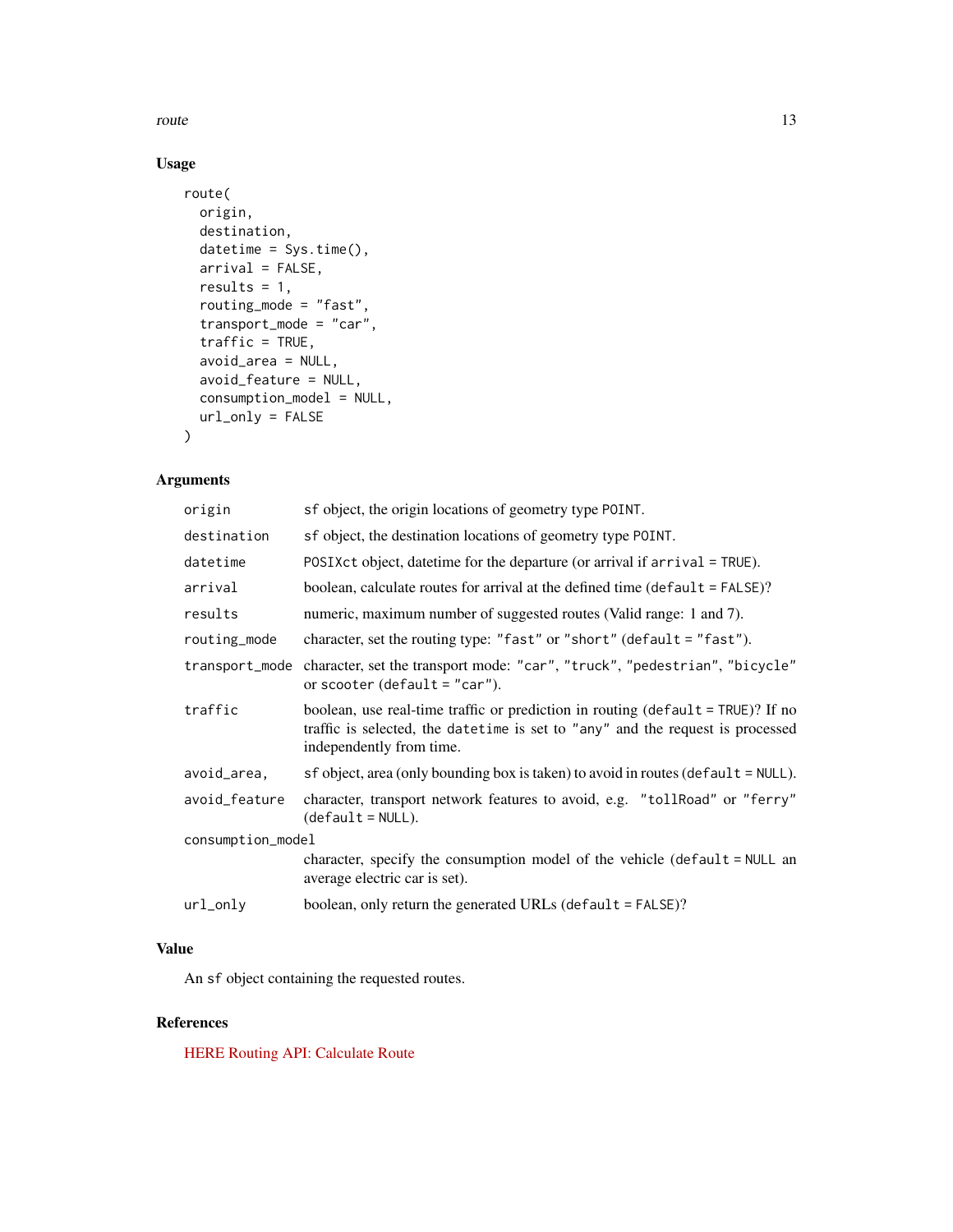## Usage

```
route(
  origin,
  destination,
  datetime = Sys.time(),
  arrival = FALSE,
  results = 1,
  routing_mode = "fast",
  transport_mode = "car",
  traffic = TRUE,
  avoid_area = NULL,
  avoid_feature = NULL,
  consumption_model = NULL,
  url_only = FALSE
)
```

## Arguments

| | |
|---|---|
| `origin` | `sf` object, the origin locations of geometry type `POINT`. |
| `destination` | `sf` object, the destination locations of geometry type `POINT`. |
| `datetime` | `POSIXct` object, datetime for the departure (or arrival if `arrival = TRUE`). |
| `arrival` | boolean, calculate routes for arrival at the defined time (`default = FALSE`)? |
| `results` | numeric, maximum number of suggested routes (Valid range: 1 and 7). |
| `routing_mode` | character, set the routing type: `"fast"` or `"short"` (`default = "fast"`). |
| `transport_mode` | character, set the transport mode: `"car"`, `"truck"`, `"pedestrian"`, `"bicycle"` or `scooter` (`default = "car"`). |
| `traffic` | boolean, use real-time traffic or prediction in routing (`default = TRUE`)? If no traffic is selected, the `datetime` is set to `"any"` and the request is processed independently from time. |
| `avoid_area,` | `sf` object, area (only bounding box is taken) to avoid in routes (`default = NULL`). |
| `avoid_feature` | character, transport network features to avoid, e.g. `"tollRoad"` or `"ferry"` (`default = NULL`). |
| `consumption_model` | character, specify the consumption model of the vehicle (`default = NULL` an average electric car is set). |
| `url_only` | boolean, only return the generated URLs (`default = FALSE`)? |

## Value

An `sf` object containing the requested routes.

## References

HERE Routing API: Calculate Route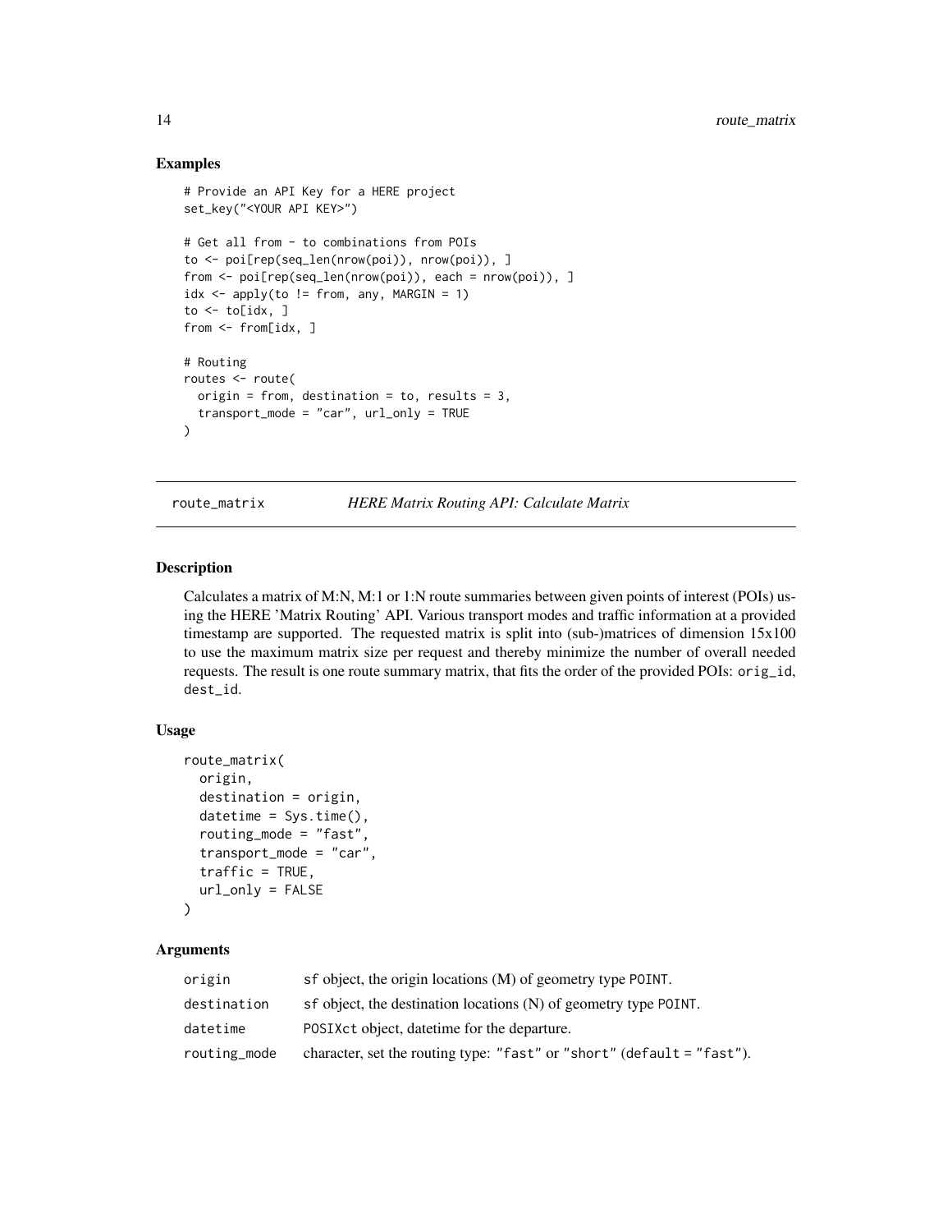## Examples

```
# Provide an API Key for a HERE project
set_key("<YOUR API KEY>")

# Get all from - to combinations from POIs
to <- poi[rep(seq_len(nrow(poi)), nrow(poi)), ]
from <- poi[rep(seq_len(nrow(poi)), each = nrow(poi)), ]
idx <- apply(to != from, any, MARGIN = 1)
to <- to[idx, ]
from <- from[idx, ]

# Routing
routes <- route(
  origin = from, destination = to, results = 3,
  transport_mode = "car", url_only = TRUE
)
```

---

# route_matrix    *HERE Matrix Routing API: Calculate Matrix*

## Description

Calculates a matrix of M:N, M:1 or 1:N route summaries between given points of interest (POIs) using the HERE 'Matrix Routing' API. Various transport modes and traffic information at a provided timestamp are supported. The requested matrix is split into (sub-)matrices of dimension 15x100 to use the maximum matrix size per request and thereby minimize the number of overall needed requests. The result is one route summary matrix, that fits the order of the provided POIs: `orig_id`, `dest_id`.

## Usage

```
route_matrix(
  origin,
  destination = origin,
  datetime = Sys.time(),
  routing_mode = "fast",
  transport_mode = "car",
  traffic = TRUE,
  url_only = FALSE
)
```

## Arguments

| | |
|---|---|
| `origin` | `sf` object, the origin locations (M) of geometry type `POINT`. |
| `destination` | `sf` object, the destination locations (N) of geometry type `POINT`. |
| `datetime` | `POSIXct` object, datetime for the departure. |
| `routing_mode` | character, set the routing type: `"fast"` or `"short"` (default = `"fast"`). |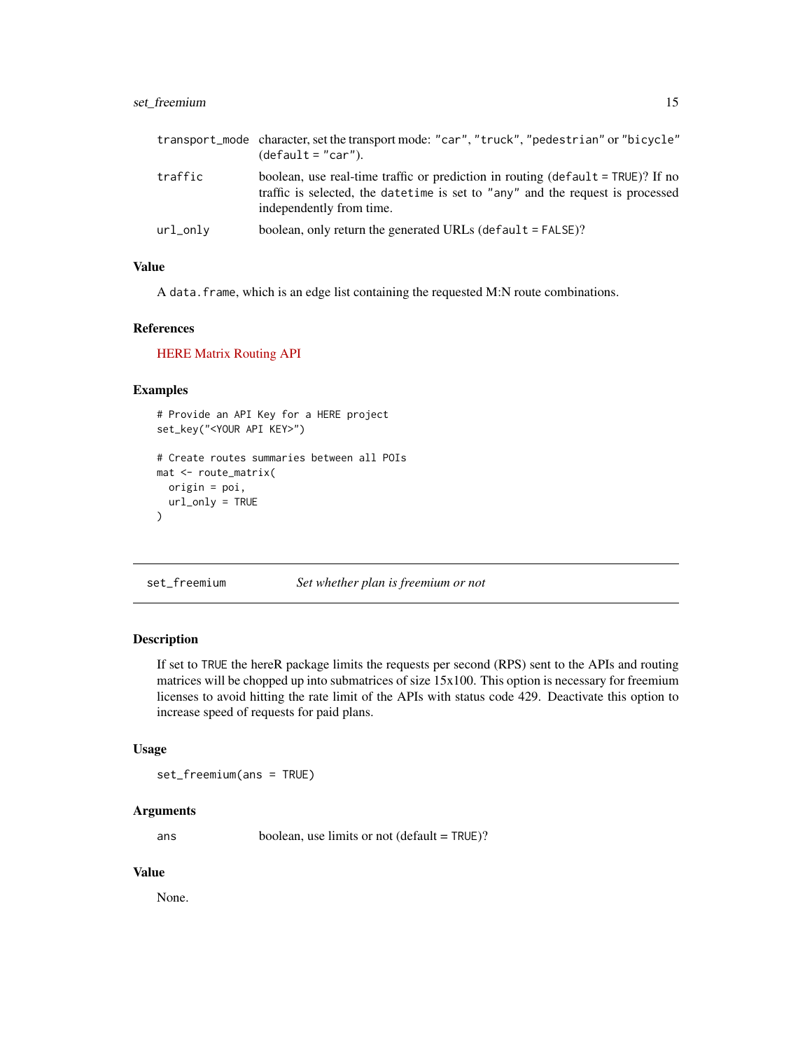| | |
|---|---|
| transport_mode | character, set the transport mode: "car", "truck", "pedestrian" or "bicycle" (default = "car"). |
| traffic | boolean, use real-time traffic or prediction in routing (default = TRUE)? If no traffic is selected, the datetime is set to "any" and the request is processed independently from time. |
| url_only | boolean, only return the generated URLs (default = FALSE)? |

### Value

A data.frame, which is an edge list containing the requested M:N route combinations.

### References

HERE Matrix Routing API

### Examples

```
# Provide an API Key for a HERE project
set_key("<YOUR API KEY>")

# Create routes summaries between all POIs
mat <- route_matrix(
  origin = poi,
  url_only = TRUE
)
```

---

## set_freemium — *Set whether plan is freemium or not*

### Description

If set to TRUE the hereR package limits the requests per second (RPS) sent to the APIs and routing matrices will be chopped up into submatrices of size 15x100. This option is necessary for freemium licenses to avoid hitting the rate limit of the APIs with status code 429. Deactivate this option to increase speed of requests for paid plans.

### Usage

```
set_freemium(ans = TRUE)
```

### Arguments

| | |
|---|---|
| ans | boolean, use limits or not (default = TRUE)? |

### Value

None.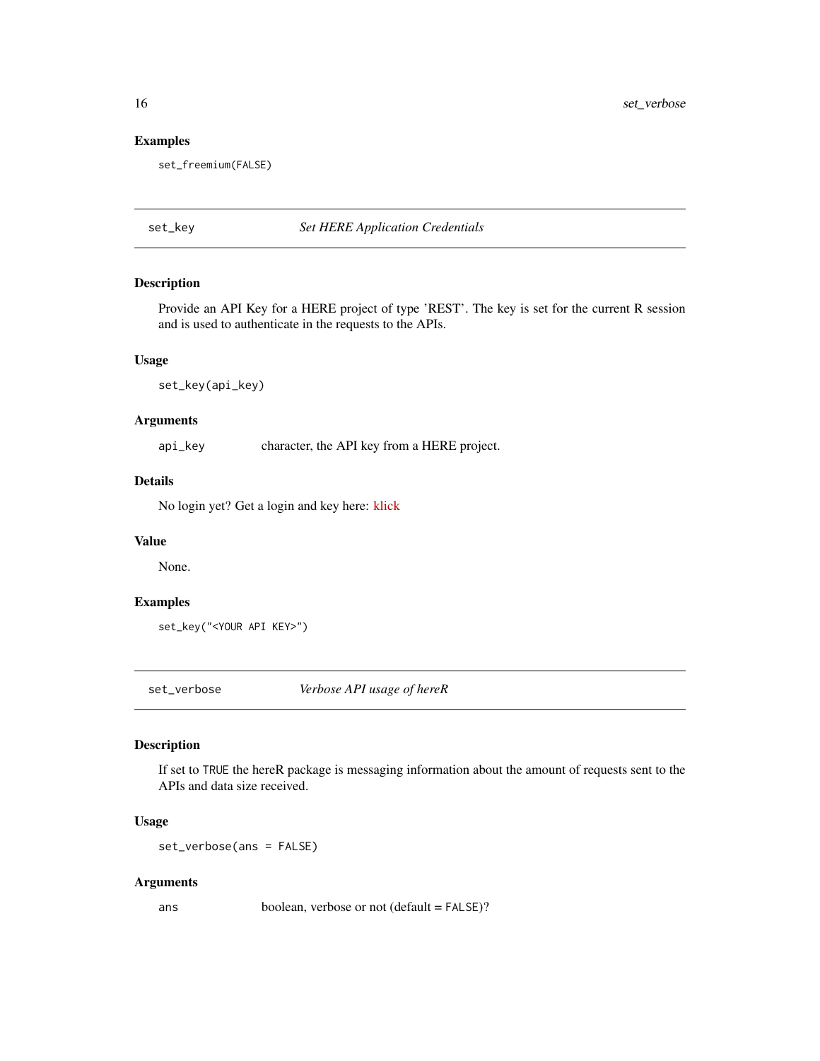### Examples

```
set_freemium(FALSE)
```

## set_key — *Set HERE Application Credentials*

### Description

Provide an API Key for a HERE project of type 'REST'. The key is set for the current R session and is used to authenticate in the requests to the APIs.

### Usage

```
set_key(api_key)
```

### Arguments

| | |
|---|---|
| `api_key` | character, the API key from a HERE project. |

### Details

No login yet? Get a login and key here: klick

### Value

None.

### Examples

```
set_key("<YOUR API KEY>")
```

## set_verbose — *Verbose API usage of hereR*

### Description

If set to `TRUE` the hereR package is messaging information about the amount of requests sent to the APIs and data size received.

### Usage

```
set_verbose(ans = FALSE)
```

### Arguments

| | |
|---|---|
| `ans` | boolean, verbose or not (default = `FALSE`)? |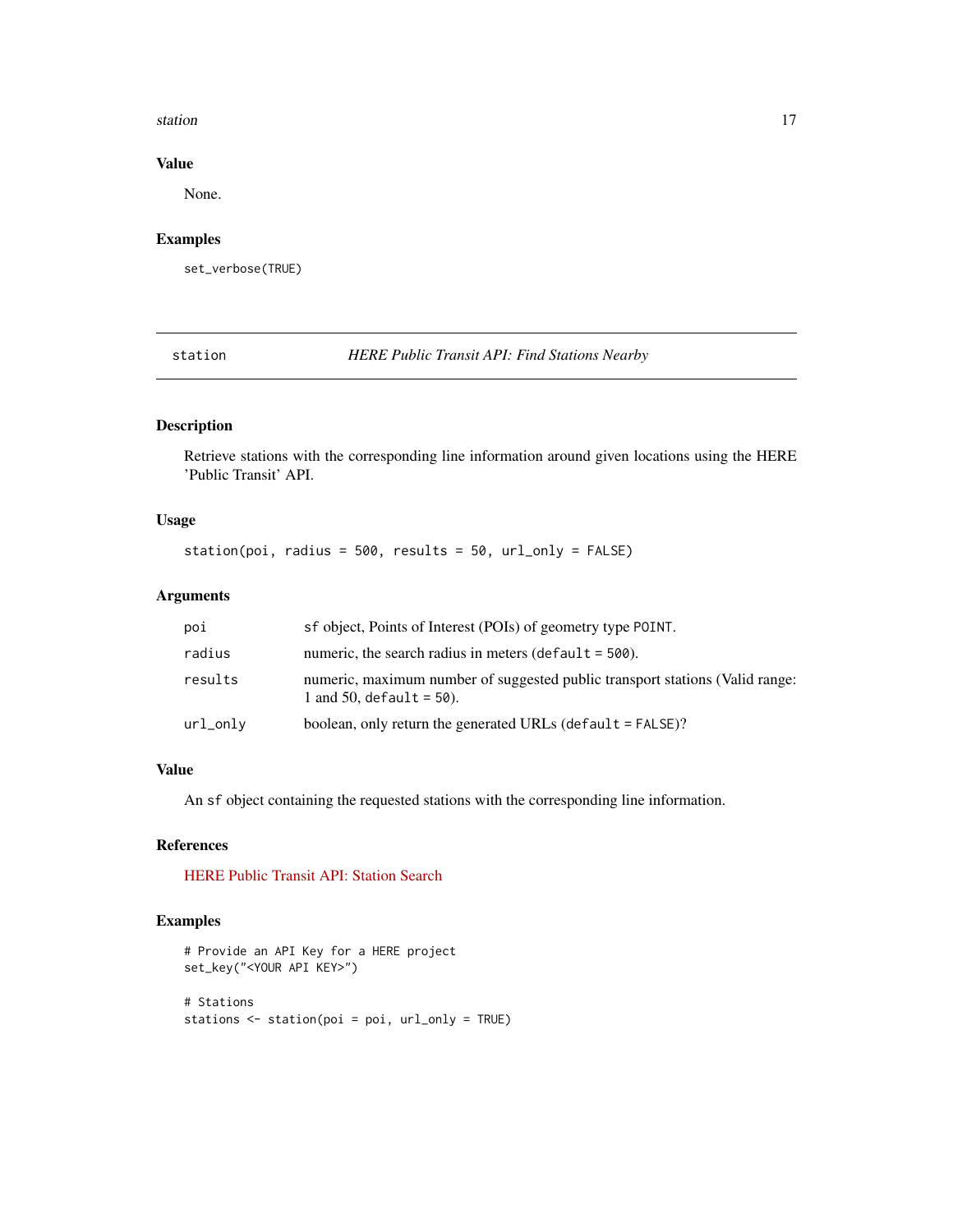## Value

None.

## Examples

```
set_verbose(TRUE)
```

---

# station — *HERE Public Transit API: Find Stations Nearby*

---

## Description

Retrieve stations with the corresponding line information around given locations using the HERE 'Public Transit' API.

## Usage

```
station(poi, radius = 500, results = 50, url_only = FALSE)
```

## Arguments

| | |
|---|---|
| `poi` | `sf` object, Points of Interest (POIs) of geometry type `POINT`. |
| `radius` | numeric, the search radius in meters (`default = 500`). |
| `results` | numeric, maximum number of suggested public transport stations (Valid range: 1 and 50, `default = 50`). |
| `url_only` | boolean, only return the generated URLs (`default = FALSE`)? |

## Value

An `sf` object containing the requested stations with the corresponding line information.

## References

HERE Public Transit API: Station Search

## Examples

```
# Provide an API Key for a HERE project
set_key("<YOUR API KEY>")

# Stations
stations <- station(poi = poi, url_only = TRUE)
```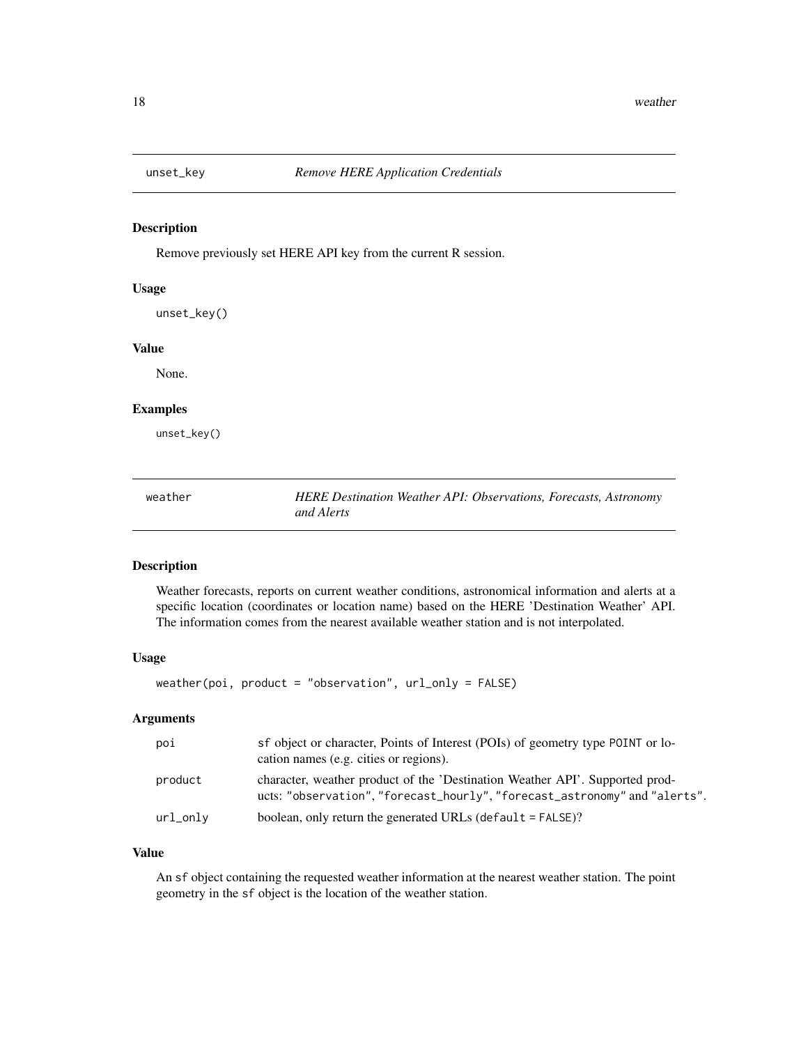## unset_key — *Remove HERE Application Credentials*

### Description

Remove previously set HERE API key from the current R session.

### Usage

```
unset_key()
```

### Value

None.

### Examples

```
unset_key()
```

## weather — *HERE Destination Weather API: Observations, Forecasts, Astronomy and Alerts*

### Description

Weather forecasts, reports on current weather conditions, astronomical information and alerts at a specific location (coordinates or location name) based on the HERE 'Destination Weather' API. The information comes from the nearest available weather station and is not interpolated.

### Usage

```
weather(poi, product = "observation", url_only = FALSE)
```

### Arguments

| | |
|---|---|
| `poi` | `sf` object or character, Points of Interest (POIs) of geometry type `POINT` or location names (e.g. cities or regions). |
| `product` | character, weather product of the 'Destination Weather API'. Supported products: `"observation"`, `"forecast_hourly"`, `"forecast_astronomy"` and `"alerts"`. |
| `url_only` | boolean, only return the generated URLs (`default = FALSE`)? |

### Value

An `sf` object containing the requested weather information at the nearest weather station. The point geometry in the `sf` object is the location of the weather station.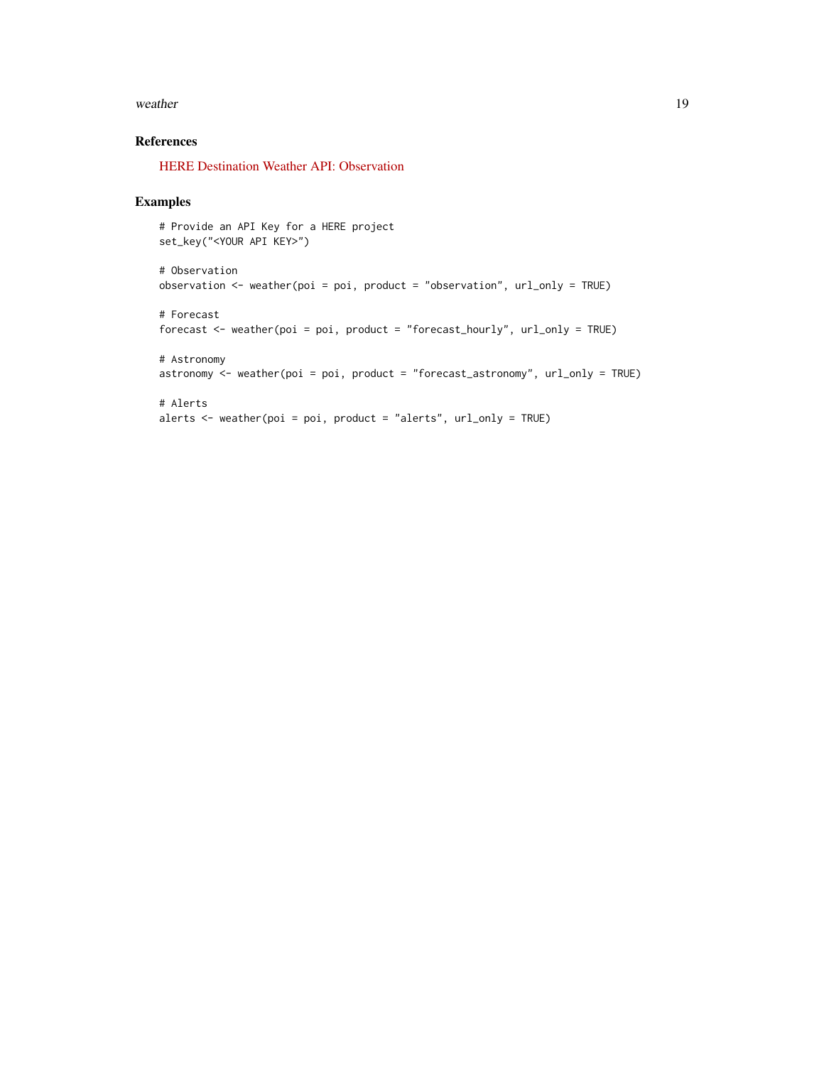### References

HERE Destination Weather API: Observation

### Examples

```
# Provide an API Key for a HERE project
set_key("<YOUR API KEY>")

# Observation
observation <- weather(poi = poi, product = "observation", url_only = TRUE)

# Forecast
forecast <- weather(poi = poi, product = "forecast_hourly", url_only = TRUE)

# Astronomy
astronomy <- weather(poi = poi, product = "forecast_astronomy", url_only = TRUE)

# Alerts
alerts <- weather(poi = poi, product = "alerts", url_only = TRUE)
```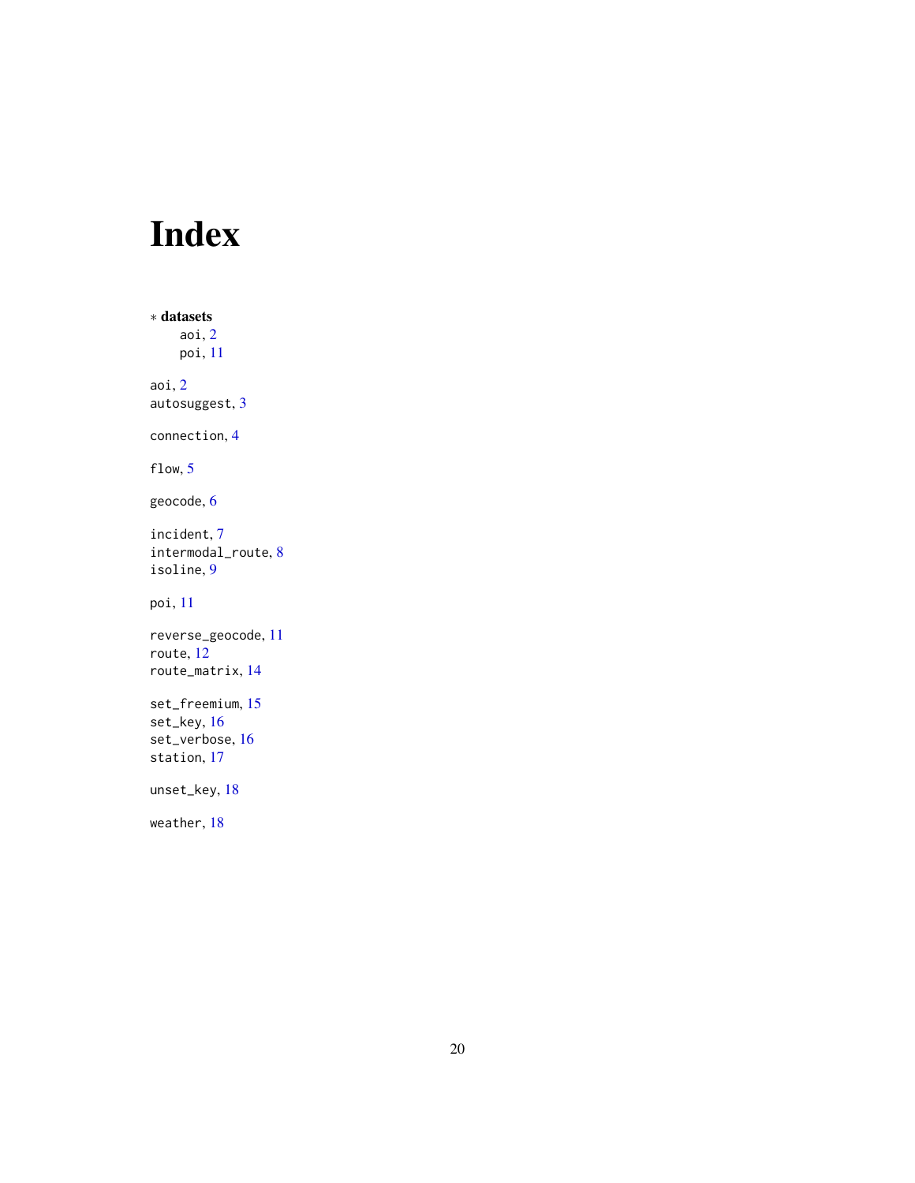# Index

∗ **datasets**

    aoi, 2
    poi, 11

aoi, 2
autosuggest, 3

connection, 4

flow, 5

geocode, 6

incident, 7
intermodal_route, 8
isoline, 9

poi, 11

reverse_geocode, 11
route, 12
route_matrix, 14

set_freemium, 15
set_key, 16
set_verbose, 16
station, 17

unset_key, 18

weather, 18